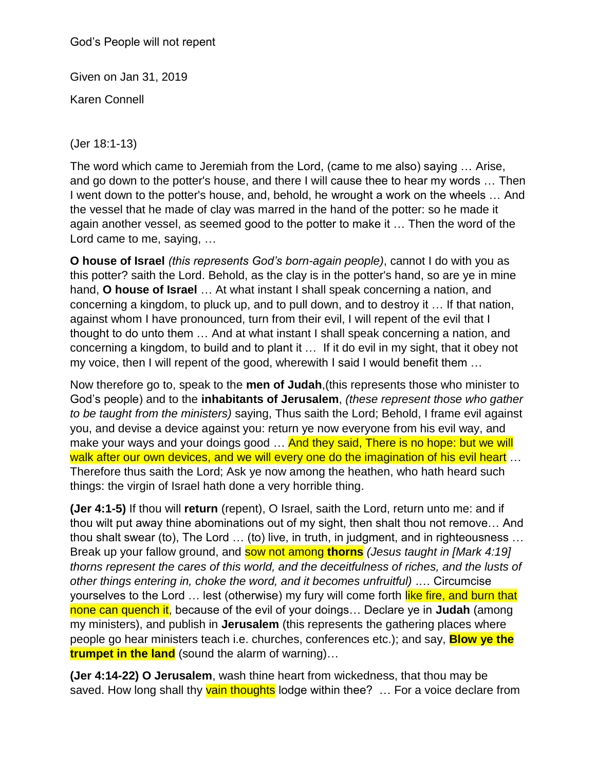God's People will not repent

Given on Jan 31, 2019

Karen Connell

(Jer 18:1-13)

The word which came to Jeremiah from the Lord, (came to me also) saying … Arise, and go down to the potter's house, and there I will cause thee to hear my words … Then I went down to the potter's house, and, behold, he wrought a work on the wheels … And the vessel that he made of clay was marred in the hand of the potter: so he made it again another vessel, as seemed good to the potter to make it … Then the word of the Lord came to me, saying, …

**O house of Israel** *(this represents God's born-again people)*, cannot I do with you as this potter? saith the Lord. Behold, as the clay is in the potter's hand, so are ye in mine hand, **O house of Israel** … At what instant I shall speak concerning a nation, and concerning a kingdom, to pluck up, and to pull down, and to destroy it … If that nation, against whom I have pronounced, turn from their evil, I will repent of the evil that I thought to do unto them … And at what instant I shall speak concerning a nation, and concerning a kingdom, to build and to plant it … If it do evil in my sight, that it obey not my voice, then I will repent of the good, wherewith I said I would benefit them …

Now therefore go to, speak to the **men of Judah**,(this represents those who minister to God's people) and to the **inhabitants of Jerusalem**, *(these represent those who gather to be taught from the ministers)* saying, Thus saith the Lord; Behold, I frame evil against you, and devise a device against you: return ye now everyone from his evil way, and make your ways and your doings good … And they said, There is no hope: but we will walk after our own devices, and we will every one do the imagination of his evil heart … Therefore thus saith the Lord; Ask ye now among the heathen, who hath heard such things: the virgin of Israel hath done a very horrible thing.

**(Jer 4:1-5)** If thou will **return** (repent), O Israel, saith the Lord, return unto me: and if thou wilt put away thine abominations out of my sight, then shalt thou not remove… And thou shalt swear (to), The Lord … (to) live, in truth, in judgment, and in righteousness … Break up your fallow ground, and sow not among **thorns** *(Jesus taught in [Mark 4:19] thorns represent the cares of this world, and the deceitfulness of riches, and the lusts of other things entering in, choke the word, and it becomes unfruitful)* .… Circumcise yourselves to the Lord … lest (otherwise) my fury will come forth like fire, and burn that none can quench it, because of the evil of your doings… Declare ye in **Judah** (among my ministers), and publish in **Jerusalem** (this represents the gathering places where people go hear ministers teach i.e. churches, conferences etc.); and say, **Blow ye the trumpet in the land** (sound the alarm of warning)…

**(Jer 4:14-22) O Jerusalem**, wash thine heart from wickedness, that thou may be saved. How long shall thy vain thoughts lodge within thee? … For a voice declare from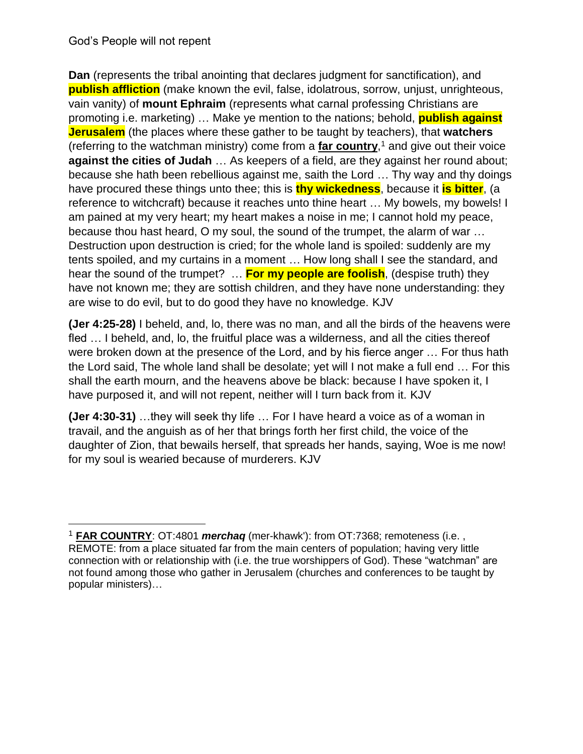God's People will not repent

**Dan** (represents the tribal anointing that declares judgment for sanctification), and **publish affliction** (make known the evil, false, idolatrous, sorrow, unjust, unrighteous, vain vanity) of **mount Ephraim** (represents what carnal professing Christians are promoting i.e. marketing) … Make ye mention to the nations; behold, **publish against Jerusalem** (the places where these gather to be taught by teachers), that **watchers** (referring to the watchman ministry) come from a **far country**,[1] and give out their voice **against the cities of Judah** … As keepers of a field, are they against her round about; because she hath been rebellious against me, saith the Lord … Thy way and thy doings have procured these things unto thee; this is **thy wickedness**, because it **is bitter**, (a reference to witchcraft) because it reaches unto thine heart … My bowels, my bowels! I am pained at my very heart; my heart makes a noise in me; I cannot hold my peace, because thou hast heard, O my soul, the sound of the trumpet, the alarm of war … Destruction upon destruction is cried; for the whole land is spoiled: suddenly are my tents spoiled, and my curtains in a moment … How long shall I see the standard, and hear the sound of the trumpet? … **For my people are foolish**, (despise truth) they have not known me; they are sottish children, and they have none understanding: they are wise to do evil, but to do good they have no knowledge. KJV

**(Jer 4:25-28)** I beheld, and, lo, there was no man, and all the birds of the heavens were fled … I beheld, and, lo, the fruitful place was a wilderness, and all the cities thereof were broken down at the presence of the Lord, and by his fierce anger … For thus hath the Lord said, The whole land shall be desolate; yet will I not make a full end … For this shall the earth mourn, and the heavens above be black: because I have spoken it, I have purposed it, and will not repent, neither will I turn back from it. KJV

**(Jer 4:30-31)** …they will seek thy life … For I have heard a voice as of a woman in travail, and the anguish as of her that brings forth her first child, the voice of the daughter of Zion, that bewails herself, that spreads her hands, saying, Woe is me now! for my soul is wearied because of murderers. KJV

---

[1] **FAR COUNTRY**: OT:4801 ***merchaq*** (mer-khawk'): from OT:7368; remoteness (i.e. , REMOTE: from a place situated far from the main centers of population; having very little connection with or relationship with (i.e. the true worshippers of God). These "watchman" are not found among those who gather in Jerusalem (churches and conferences to be taught by popular ministers)…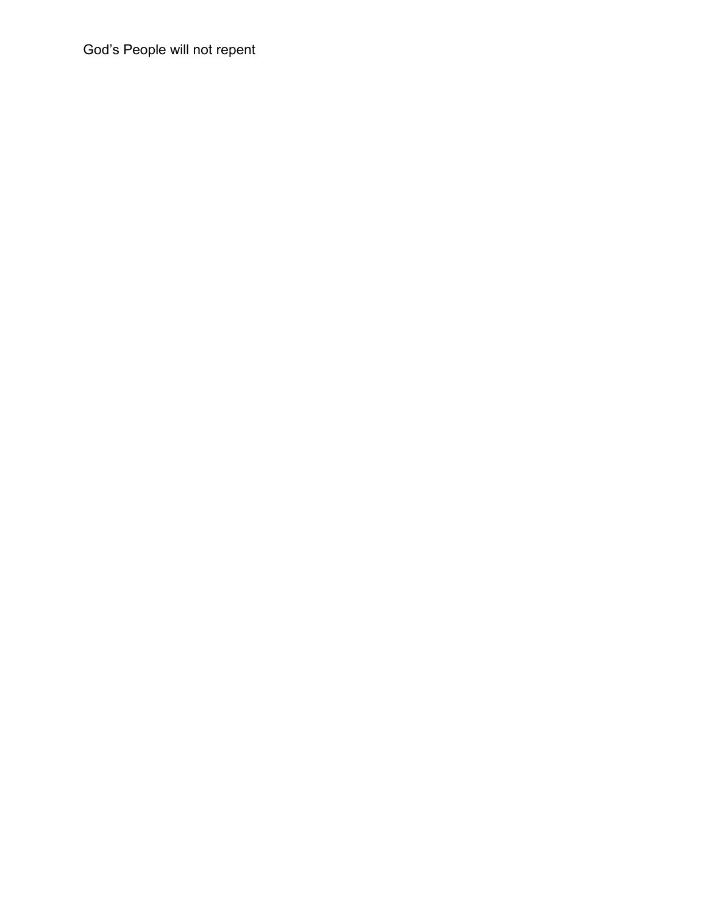God’s People will not repent